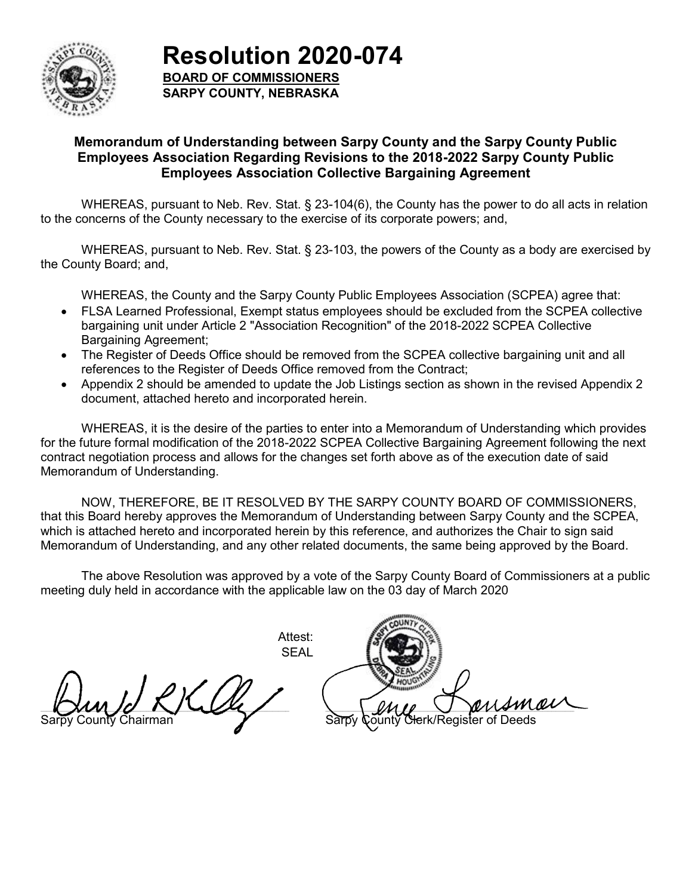# Resolution 2020-074

**BOARD OF COMMISSIONERS**
**SARPY COUNTY, NEBRASKA**

### Memorandum of Understanding between Sarpy County and the Sarpy County Public Employees Association Regarding Revisions to the 2018-2022 Sarpy County Public Employees Association Collective Bargaining Agreement

WHEREAS, pursuant to Neb. Rev. Stat. § 23-104(6), the County has the power to do all acts in relation to the concerns of the County necessary to the exercise of its corporate powers; and,

WHEREAS, pursuant to Neb. Rev. Stat. § 23-103, the powers of the County as a body are exercised by the County Board; and,

WHEREAS, the County and the Sarpy County Public Employees Association (SCPEA) agree that:

- FLSA Learned Professional, Exempt status employees should be excluded from the SCPEA collective bargaining unit under Article 2 "Association Recognition" of the 2018-2022 SCPEA Collective Bargaining Agreement;
- The Register of Deeds Office should be removed from the SCPEA collective bargaining unit and all references to the Register of Deeds Office removed from the Contract;
- Appendix 2 should be amended to update the Job Listings section as shown in the revised Appendix 2 document, attached hereto and incorporated herein.

WHEREAS, it is the desire of the parties to enter into a Memorandum of Understanding which provides for the future formal modification of the 2018-2022 SCPEA Collective Bargaining Agreement following the next contract negotiation process and allows for the changes set forth above as of the execution date of said Memorandum of Understanding.

NOW, THEREFORE, BE IT RESOLVED BY THE SARPY COUNTY BOARD OF COMMISSIONERS, that this Board hereby approves the Memorandum of Understanding between Sarpy County and the SCPEA, which is attached hereto and incorporated herein by this reference, and authorizes the Chair to sign said Memorandum of Understanding, and any other related documents, the same being approved by the Board.

The above Resolution was approved by a vote of the Sarpy County Board of Commissioners at a public meeting duly held in accordance with the applicable law on the 03 day of March 2020

Attest:
SEAL

Sarpy County Chairman

Sarpy County Clerk/Register of Deeds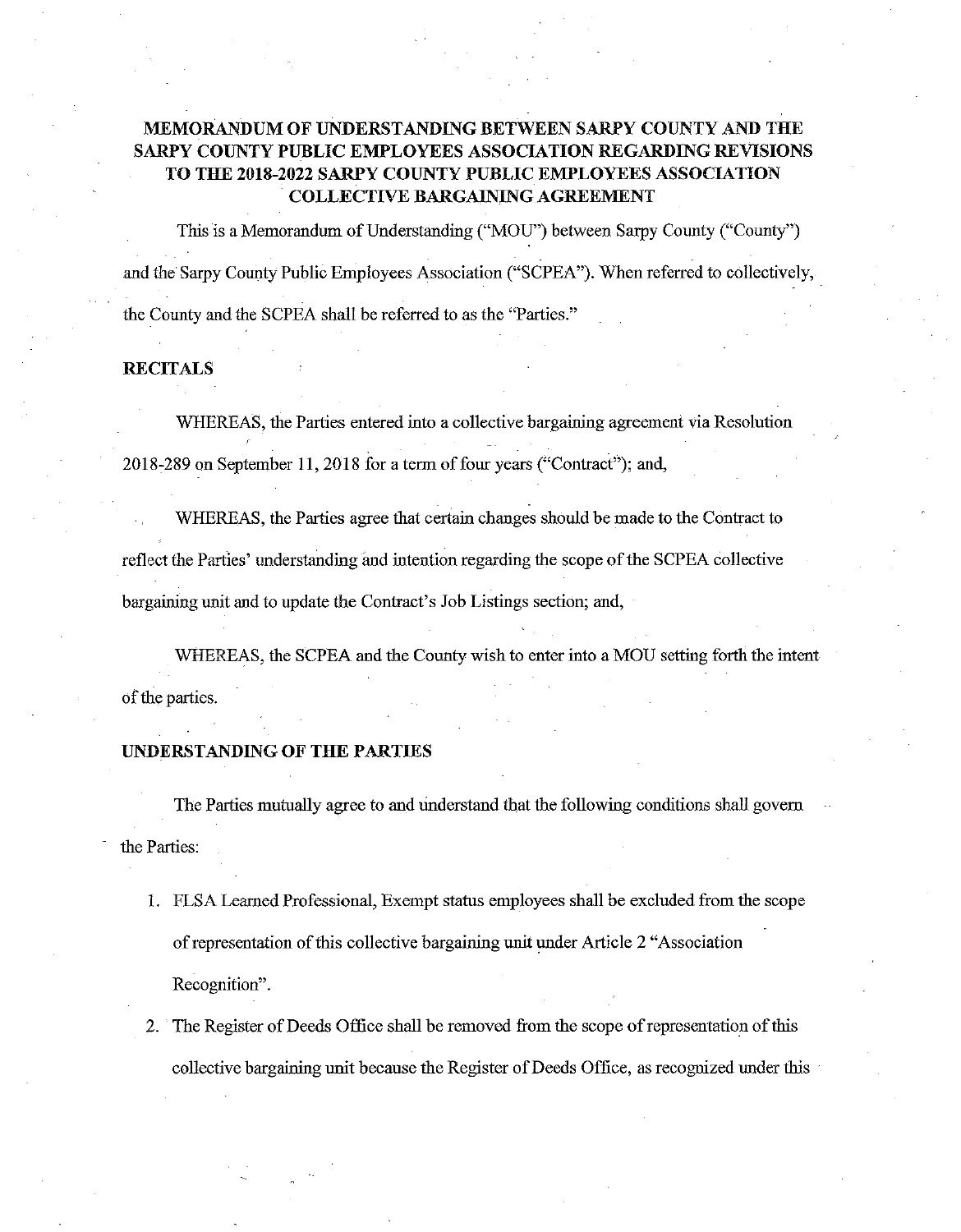# MEMORANDUM OF UNDERSTANDING BETWEEN SARPY COUNTY AND THE SARPY COUNTY PUBLIC EMPLOYEES ASSOCIATION REGARDING REVISIONS TO THE 2018-2022 SARPY COUNTY PUBLIC EMPLOYEES ASSOCIATION COLLECTIVE BARGAINING AGREEMENT

This is a Memorandum of Understanding ("MOU") between Sarpy County ("County") and the Sarpy County Public Employees Association ("SCPEA"). When referred to collectively, the County and the SCPEA shall be referred to as the "Parties."

## RECITALS

WHEREAS, the Parties entered into a collective bargaining agreement via Resolution 2018-289 on September 11, 2018 for a term of four years ("Contract"); and,

WHEREAS, the Parties agree that certain changes should be made to the Contract to reflect the Parties' understanding and intention regarding the scope of the SCPEA collective bargaining unit and to update the Contract's Job Listings section; and,

WHEREAS, the SCPEA and the County wish to enter into a MOU setting forth the intent of the parties.

## UNDERSTANDING OF THE PARTIES

The Parties mutually agree to and understand that the following conditions shall govern the Parties:

1. FLSA Learned Professional, Exempt status employees shall be excluded from the scope of representation of this collective bargaining unit under Article 2 "Association Recognition".
2. The Register of Deeds Office shall be removed from the scope of representation of this collective bargaining unit because the Register of Deeds Office, as recognized under this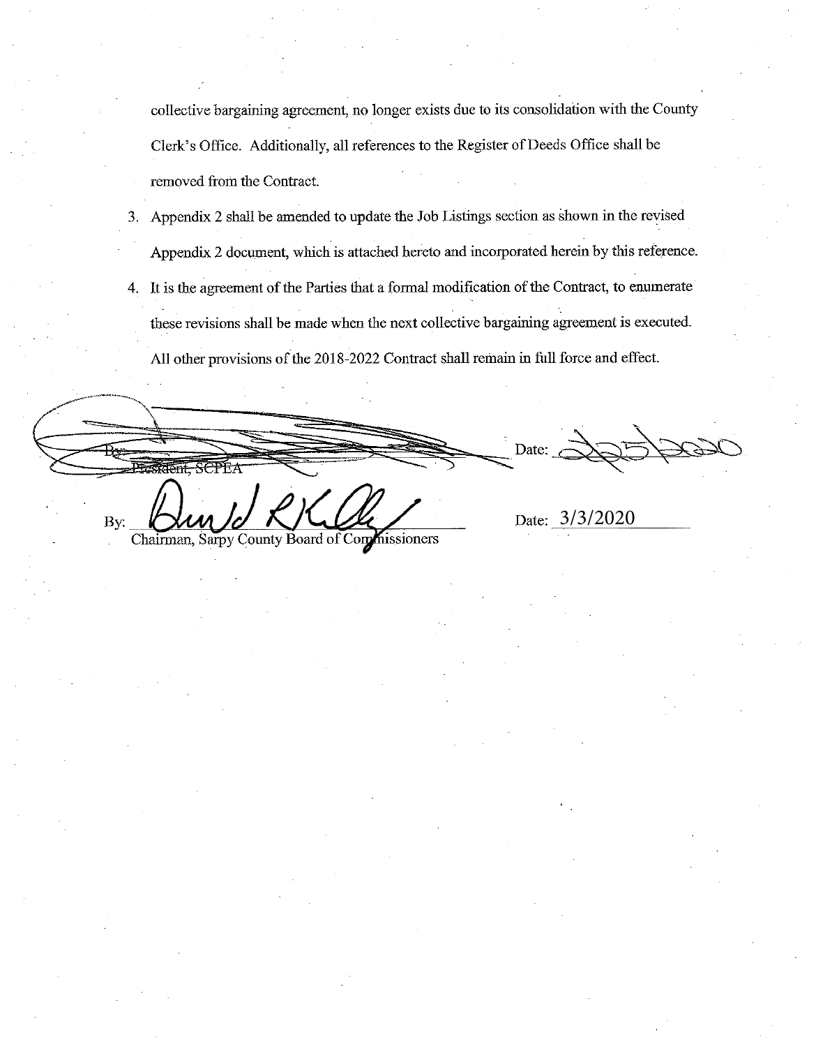collective bargaining agreement, no longer exists due to its consolidation with the County Clerk's Office. Additionally, all references to the Register of Deeds Office shall be removed from the Contract.

3. Appendix 2 shall be amended to update the Job Listings section as shown in the revised Appendix 2 document, which is attached hereto and incorporated herein by this reference.
4. It is the agreement of the Parties that a formal modification of the Contract, to enumerate these revisions shall be made when the next collective bargaining agreement is executed. All other provisions of the 2018-2022 Contract shall remain in full force and effect.

By: ______________________ Date: 2/25/2020
President, SCPEA

By: ______________________ Date: 3/3/2020
Chairman, Sarpy County Board of Commissioners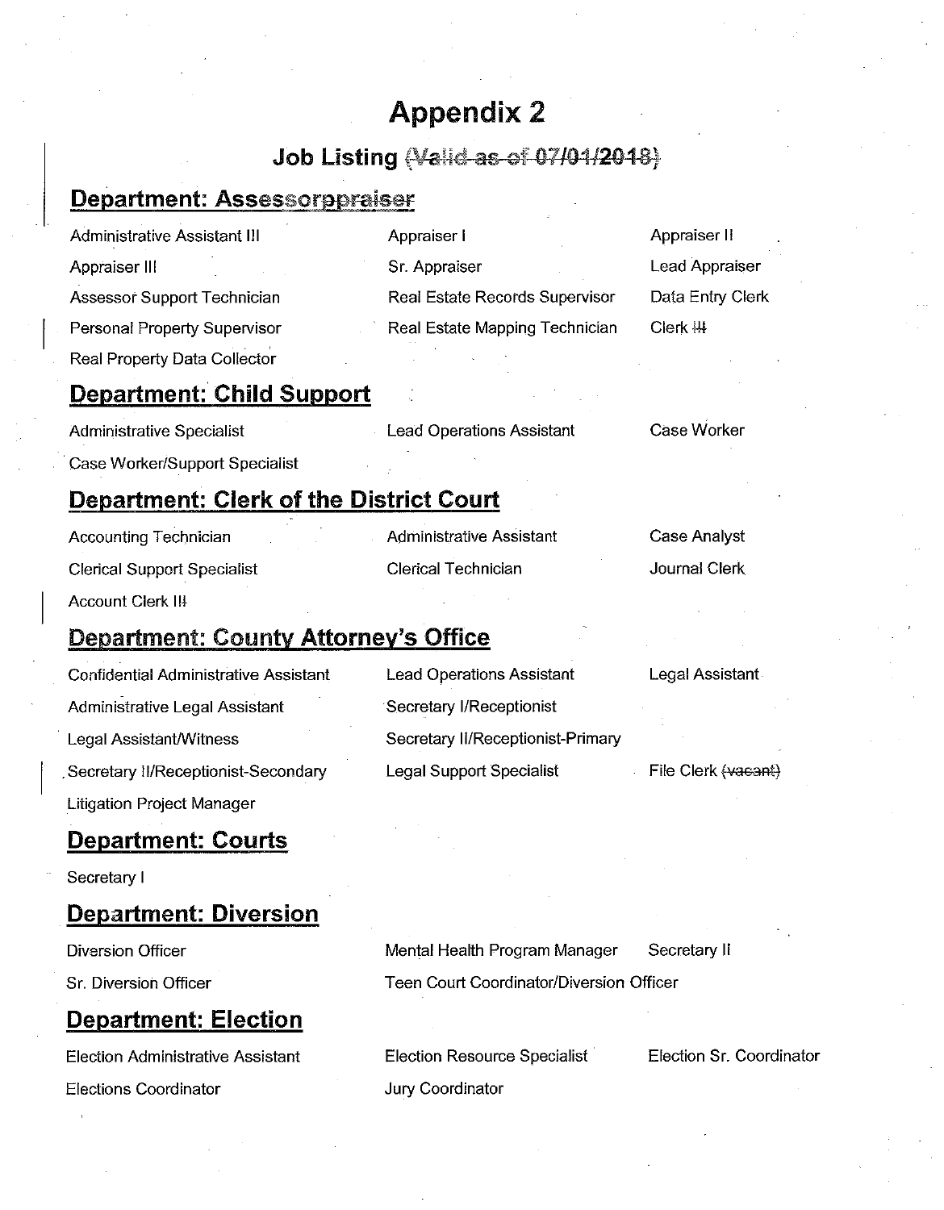# Appendix 2

## Job Listing ~~(Valid as of 07/01/2018)~~

### Department: Assessor~~ppraiser~~

- Administrative Assistant III
- Appraiser I
- Appraiser II
- Appraiser III
- Sr. Appraiser
- Lead Appraiser
- Assessor Support Technician
- Real Estate Records Supervisor
- Data Entry Clerk
- Personal Property Supervisor
- Real Estate Mapping Technician
- Clerk ~~III~~
- Real Property Data Collector

### Department: Child Support

- Administrative Specialist
- Lead Operations Assistant
- Case Worker
- Case Worker/Support Specialist

### Department: Clerk of the District Court

- Accounting Technician
- Administrative Assistant
- Case Analyst
- Clerical Support Specialist
- Clerical Technician
- Journal Clerk
- Account Clerk II~~I~~

### Department: County Attorney's Office

- Confidential Administrative Assistant
- Lead Operations Assistant
- Legal Assistant
- Administrative Legal Assistant
- Secretary I/Receptionist
- Legal Assistant/Witness
- Secretary II/Receptionist-Primary
- Secretary II/Receptionist-Secondary
- Legal Support Specialist
- File Clerk ~~(vacant)~~
- Litigation Project Manager

### Department: Courts

- Secretary I

### Department: Diversion

- Diversion Officer
- Mental Health Program Manager
- Secretary II
- Sr. Diversion Officer
- Teen Court Coordinator/Diversion Officer

### Department: Election

- Election Administrative Assistant
- Election Resource Specialist
- Election Sr. Coordinator
- Elections Coordinator
- Jury Coordinator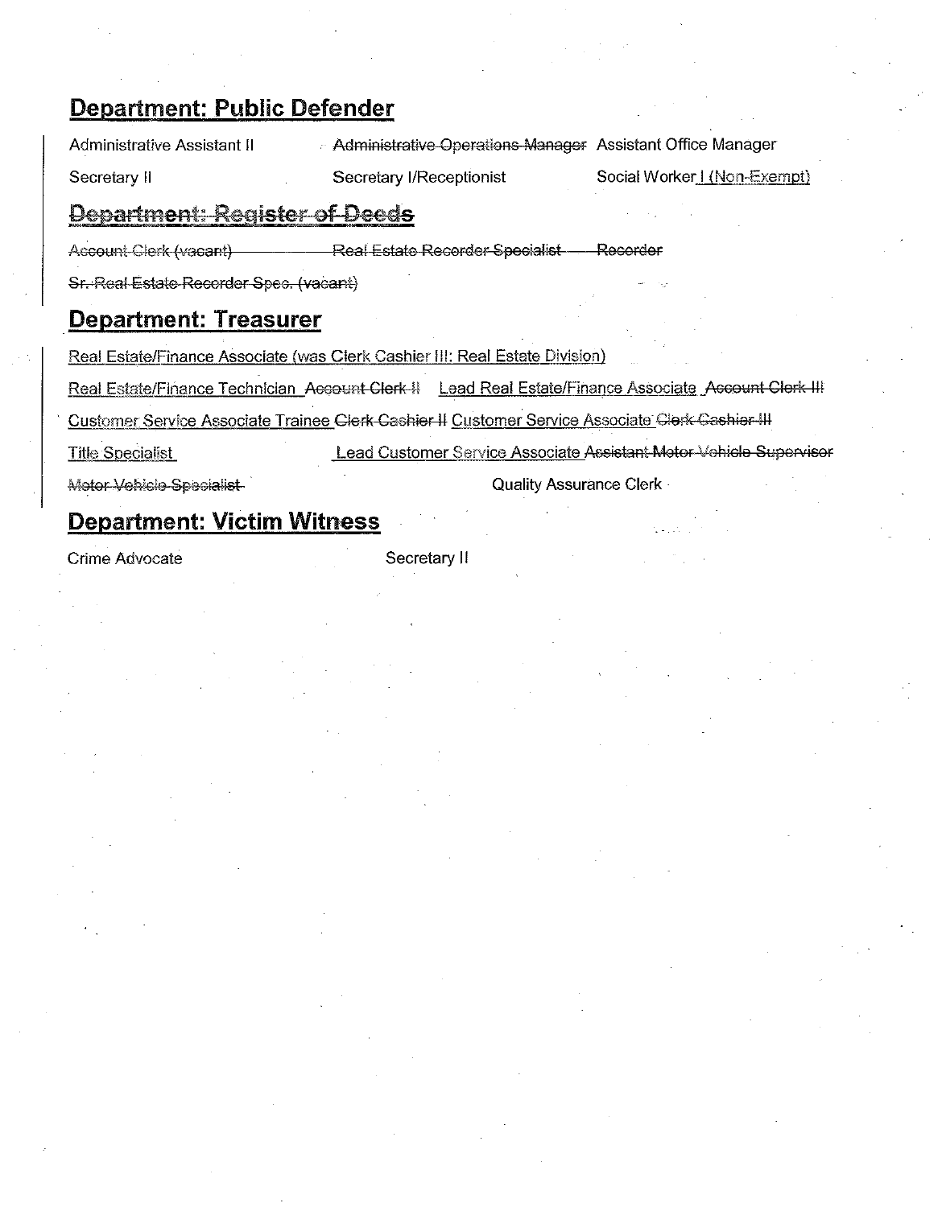## Department: Public Defender

Administrative Assistant II ~~Administrative Operations Manager~~ Assistant Office Manager

Secretary II Secretary I/Receptionist Social Worker I (Non-Exempt)

## ~~Department: Register of Deeds~~

~~Account Clerk (vacant)~~ ~~Real Estate Recorder Specialist~~ ~~Recorder~~

~~Sr. Real Estate Recorder Spec. (vacant)~~

## Department: Treasurer

Real Estate/Finance Associate (was Clerk Cashier III: Real Estate Division)

Real Estate/Finance Technician ~~Account Clerk II~~ Lead Real Estate/Finance Associate ~~Account Clerk III~~

Customer Service Associate Trainee ~~Clerk Cashier II~~ Customer Service Associate ~~Clerk Cashier III~~

Title Specialist Lead Customer Service Associate ~~Assistant Motor Vehicle Supervisor~~

~~Motor Vehicle Specialist~~ Quality Assurance Clerk

## Department: Victim Witness

Crime Advocate Secretary II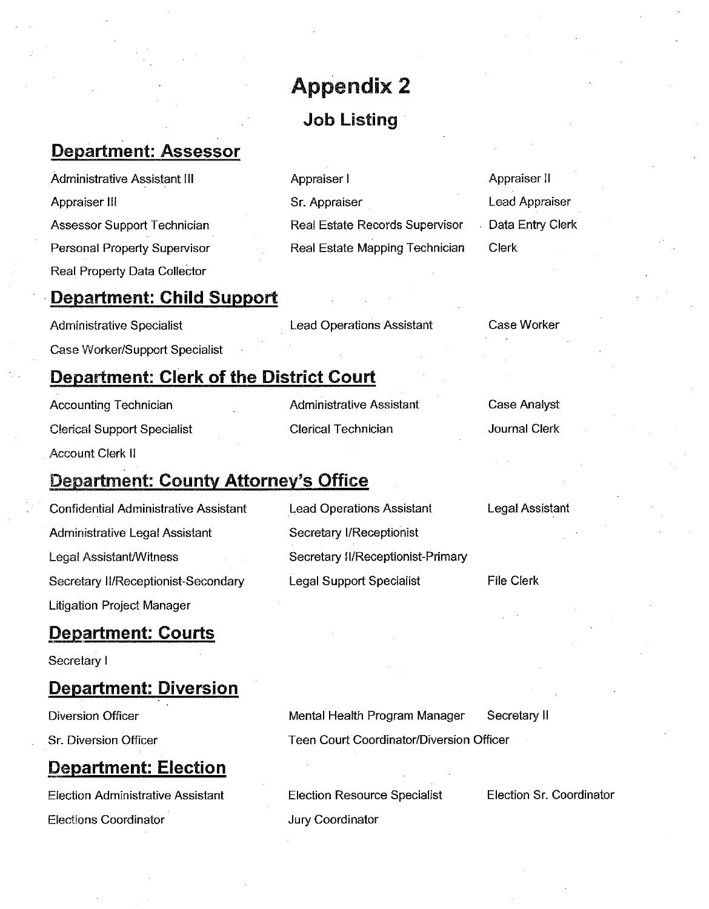# Appendix 2

## Job Listing

### Department: Assessor

Administrative Assistant III
Appraiser I
Appraiser II
Appraiser III
Sr. Appraiser
Lead Appraiser
Assessor Support Technician
Real Estate Records Supervisor
Data Entry Clerk
Personal Property Supervisor
Real Estate Mapping Technician
Clerk
Real Property Data Collector

### Department: Child Support

Administrative Specialist
Lead Operations Assistant
Case Worker
Case Worker/Support Specialist

### Department: Clerk of the District Court

Accounting Technician
Administrative Assistant
Case Analyst
Clerical Support Specialist
Clerical Technician
Journal Clerk
Account Clerk II

### Department: County Attorney's Office

Confidential Administrative Assistant
Lead Operations Assistant
Legal Assistant
Administrative Legal Assistant
Secretary I/Receptionist
Legal Assistant/Witness
Secretary II/Receptionist-Primary
Secretary II/Receptionist-Secondary
Legal Support Specialist
File Clerk
Litigation Project Manager

### Department: Courts

Secretary I

### Department: Diversion

Diversion Officer
Mental Health Program Manager
Secretary II
Sr. Diversion Officer
Teen Court Coordinator/Diversion Officer

### Department: Election

Election Administrative Assistant
Election Resource Specialist
Election Sr. Coordinator
Elections Coordinator
Jury Coordinator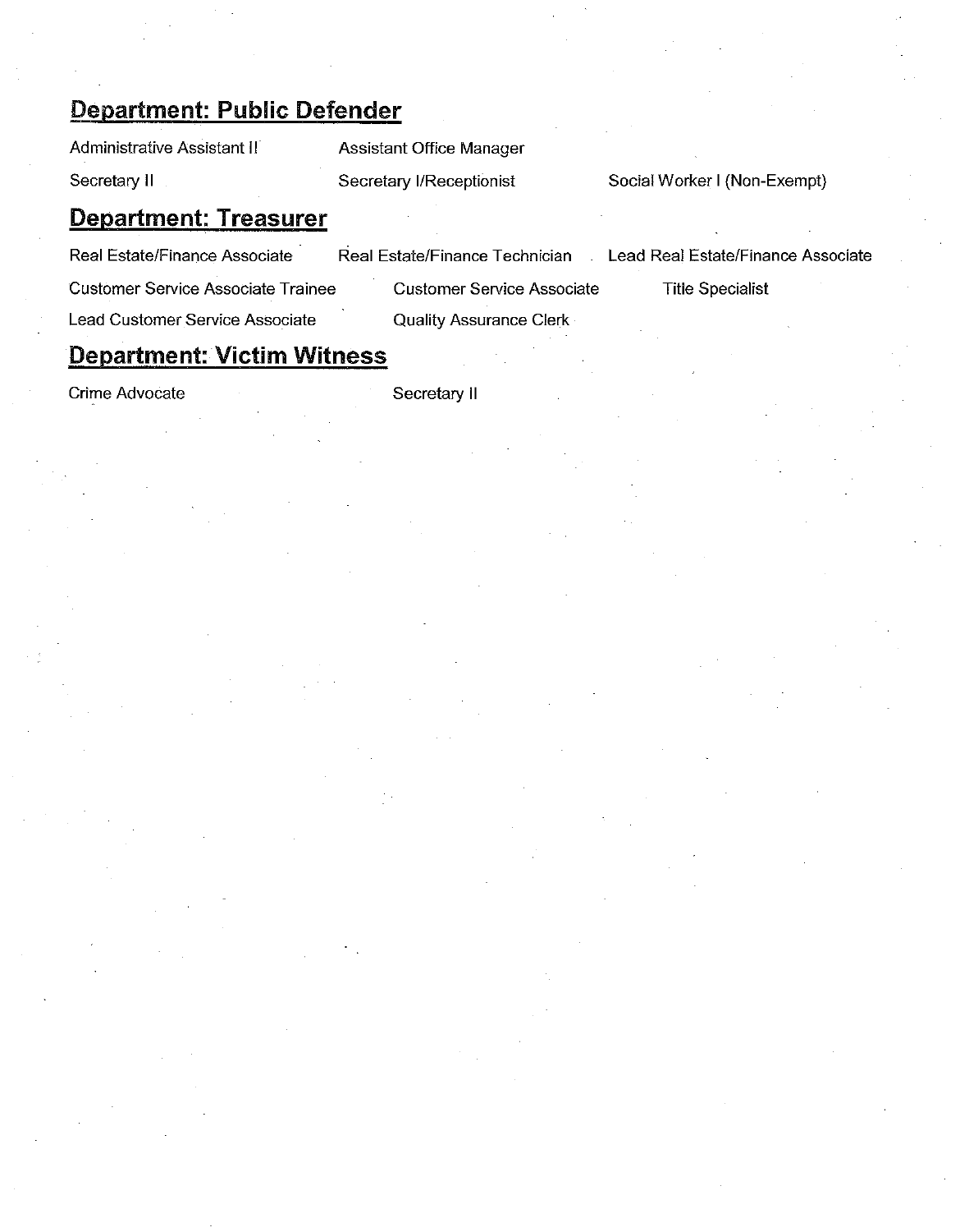## Department: Public Defender

Administrative Assistant II
Assistant Office Manager
Secretary II
Secretary I/Receptionist
Social Worker I (Non-Exempt)

## Department: Treasurer

Real Estate/Finance Associate
Real Estate/Finance Technician
Lead Real Estate/Finance Associate
Customer Service Associate Trainee
Customer Service Associate
Title Specialist
Lead Customer Service Associate
Quality Assurance Clerk

## Department: Victim Witness

Crime Advocate
Secretary II